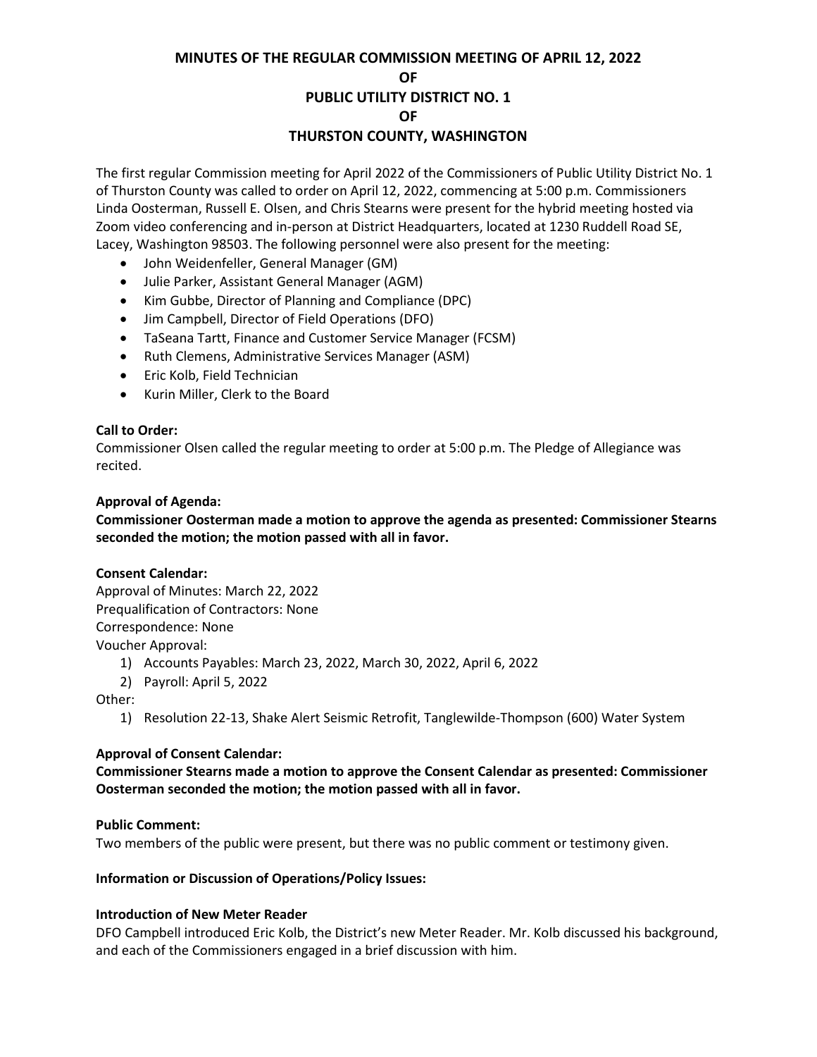# MINUTES OF THE REGULAR COMMISSION MEETING OF APRIL 12, 2022
# OF
# PUBLIC UTILITY DISTRICT NO. 1
# OF
# THURSTON COUNTY, WASHINGTON

The first regular Commission meeting for April 2022 of the Commissioners of Public Utility District No. 1 of Thurston County was called to order on April 12, 2022, commencing at 5:00 p.m. Commissioners Linda Oosterman, Russell E. Olsen, and Chris Stearns were present for the hybrid meeting hosted via Zoom video conferencing and in-person at District Headquarters, located at 1230 Ruddell Road SE, Lacey, Washington 98503. The following personnel were also present for the meeting:

- John Weidenfeller, General Manager (GM)
- Julie Parker, Assistant General Manager (AGM)
- Kim Gubbe, Director of Planning and Compliance (DPC)
- Jim Campbell, Director of Field Operations (DFO)
- TaSeana Tartt, Finance and Customer Service Manager (FCSM)
- Ruth Clemens, Administrative Services Manager (ASM)
- Eric Kolb, Field Technician
- Kurin Miller, Clerk to the Board

**Call to Order:**
Commissioner Olsen called the regular meeting to order at 5:00 p.m. The Pledge of Allegiance was recited.

**Approval of Agenda:**
**Commissioner Oosterman made a motion to approve the agenda as presented: Commissioner Stearns seconded the motion; the motion passed with all in favor.**

**Consent Calendar:**
Approval of Minutes: March 22, 2022
Prequalification of Contractors: None
Correspondence: None
Voucher Approval:

1) Accounts Payables: March 23, 2022, March 30, 2022, April 6, 2022
2) Payroll: April 5, 2022

Other:

1) Resolution 22-13, Shake Alert Seismic Retrofit, Tanglewilde-Thompson (600) Water System

**Approval of Consent Calendar:**
**Commissioner Stearns made a motion to approve the Consent Calendar as presented: Commissioner Oosterman seconded the motion; the motion passed with all in favor.**

**Public Comment:**
Two members of the public were present, but there was no public comment or testimony given.

**Information or Discussion of Operations/Policy Issues:**

**Introduction of New Meter Reader**
DFO Campbell introduced Eric Kolb, the District's new Meter Reader. Mr. Kolb discussed his background, and each of the Commissioners engaged in a brief discussion with him.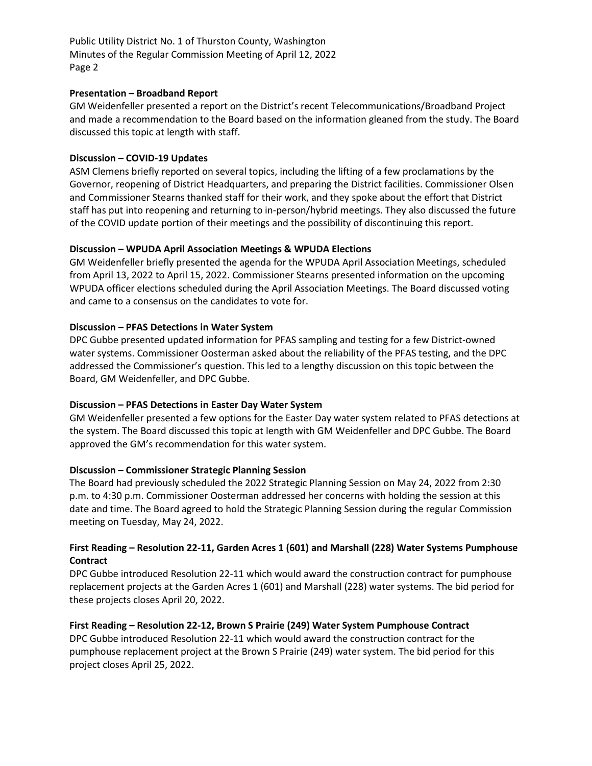**Presentation – Broadband Report**

GM Weidenfeller presented a report on the District's recent Telecommunications/Broadband Project and made a recommendation to the Board based on the information gleaned from the study. The Board discussed this topic at length with staff.

**Discussion – COVID-19 Updates**

ASM Clemens briefly reported on several topics, including the lifting of a few proclamations by the Governor, reopening of District Headquarters, and preparing the District facilities. Commissioner Olsen and Commissioner Stearns thanked staff for their work, and they spoke about the effort that District staff has put into reopening and returning to in-person/hybrid meetings. They also discussed the future of the COVID update portion of their meetings and the possibility of discontinuing this report.

**Discussion – WPUDA April Association Meetings & WPUDA Elections**

GM Weidenfeller briefly presented the agenda for the WPUDA April Association Meetings, scheduled from April 13, 2022 to April 15, 2022. Commissioner Stearns presented information on the upcoming WPUDA officer elections scheduled during the April Association Meetings. The Board discussed voting and came to a consensus on the candidates to vote for.

**Discussion – PFAS Detections in Water System**

DPC Gubbe presented updated information for PFAS sampling and testing for a few District-owned water systems. Commissioner Oosterman asked about the reliability of the PFAS testing, and the DPC addressed the Commissioner's question. This led to a lengthy discussion on this topic between the Board, GM Weidenfeller, and DPC Gubbe.

**Discussion – PFAS Detections in Easter Day Water System**

GM Weidenfeller presented a few options for the Easter Day water system related to PFAS detections at the system. The Board discussed this topic at length with GM Weidenfeller and DPC Gubbe. The Board approved the GM's recommendation for this water system.

**Discussion – Commissioner Strategic Planning Session**

The Board had previously scheduled the 2022 Strategic Planning Session on May 24, 2022 from 2:30 p.m. to 4:30 p.m. Commissioner Oosterman addressed her concerns with holding the session at this date and time. The Board agreed to hold the Strategic Planning Session during the regular Commission meeting on Tuesday, May 24, 2022.

**First Reading – Resolution 22-11, Garden Acres 1 (601) and Marshall (228) Water Systems Pumphouse Contract**

DPC Gubbe introduced Resolution 22-11 which would award the construction contract for pumphouse replacement projects at the Garden Acres 1 (601) and Marshall (228) water systems. The bid period for these projects closes April 20, 2022.

**First Reading – Resolution 22-12, Brown S Prairie (249) Water System Pumphouse Contract**

DPC Gubbe introduced Resolution 22-11 which would award the construction contract for the pumphouse replacement project at the Brown S Prairie (249) water system. The bid period for this project closes April 25, 2022.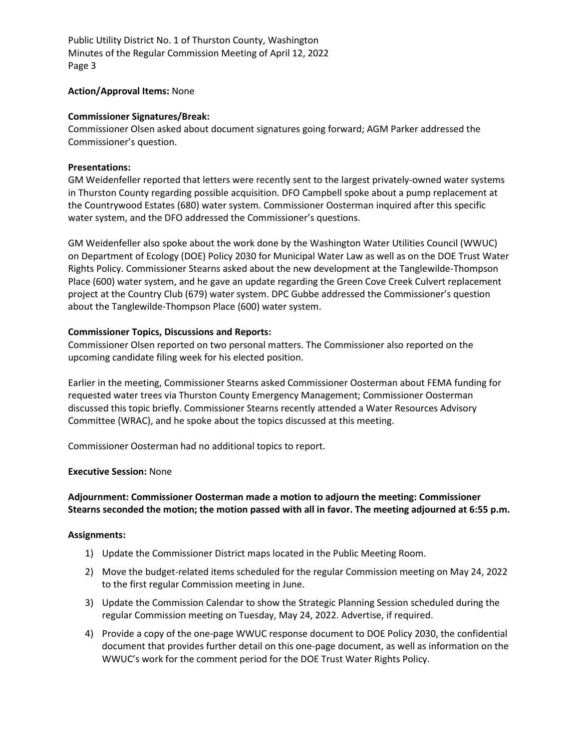**Action/Approval Items:** None

**Commissioner Signatures/Break:**
Commissioner Olsen asked about document signatures going forward; AGM Parker addressed the Commissioner's question.

**Presentations:**
GM Weidenfeller reported that letters were recently sent to the largest privately-owned water systems in Thurston County regarding possible acquisition. DFO Campbell spoke about a pump replacement at the Countrywood Estates (680) water system. Commissioner Oosterman inquired after this specific water system, and the DFO addressed the Commissioner's questions.

GM Weidenfeller also spoke about the work done by the Washington Water Utilities Council (WWUC) on Department of Ecology (DOE) Policy 2030 for Municipal Water Law as well as on the DOE Trust Water Rights Policy. Commissioner Stearns asked about the new development at the Tanglewilde-Thompson Place (600) water system, and he gave an update regarding the Green Cove Creek Culvert replacement project at the Country Club (679) water system. DPC Gubbe addressed the Commissioner's question about the Tanglewilde-Thompson Place (600) water system.

**Commissioner Topics, Discussions and Reports:**
Commissioner Olsen reported on two personal matters. The Commissioner also reported on the upcoming candidate filing week for his elected position.

Earlier in the meeting, Commissioner Stearns asked Commissioner Oosterman about FEMA funding for requested water trees via Thurston County Emergency Management; Commissioner Oosterman discussed this topic briefly. Commissioner Stearns recently attended a Water Resources Advisory Committee (WRAC), and he spoke about the topics discussed at this meeting.

Commissioner Oosterman had no additional topics to report.

**Executive Session:** None

**Adjournment: Commissioner Oosterman made a motion to adjourn the meeting: Commissioner Stearns seconded the motion; the motion passed with all in favor. The meeting adjourned at 6:55 p.m.**

**Assignments:**

1) Update the Commissioner District maps located in the Public Meeting Room.
2) Move the budget-related items scheduled for the regular Commission meeting on May 24, 2022 to the first regular Commission meeting in June.
3) Update the Commission Calendar to show the Strategic Planning Session scheduled during the regular Commission meeting on Tuesday, May 24, 2022. Advertise, if required.
4) Provide a copy of the one-page WWUC response document to DOE Policy 2030, the confidential document that provides further detail on this one-page document, as well as information on the WWUC's work for the comment period for the DOE Trust Water Rights Policy.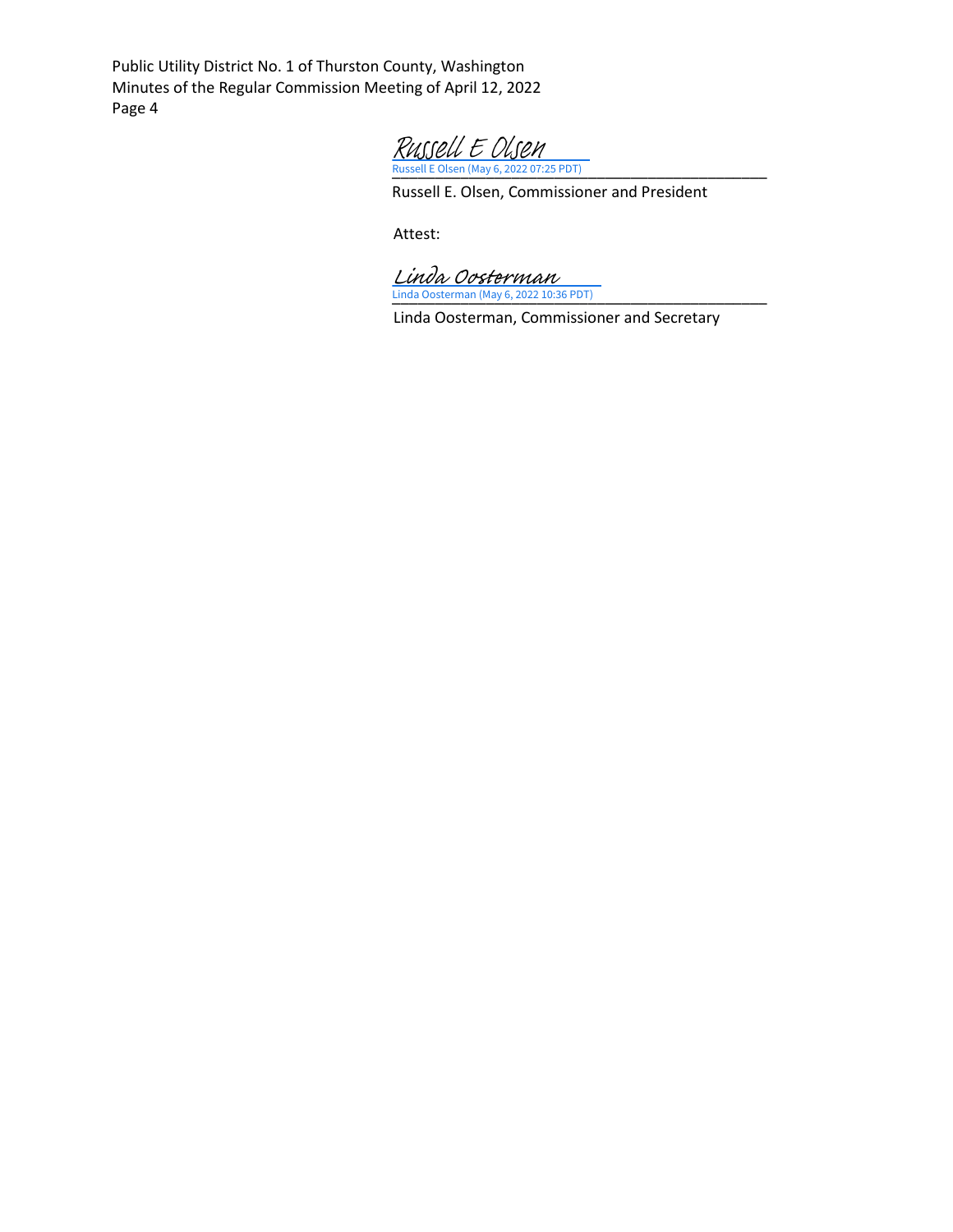Russell E Olsen
Russell E Olsen (May 6, 2022 07:25 PDT)

Russell E. Olsen, Commissioner and President

Attest:

Linda Oosterman
Linda Oosterman (May 6, 2022 10:36 PDT)

Linda Oosterman, Commissioner and Secretary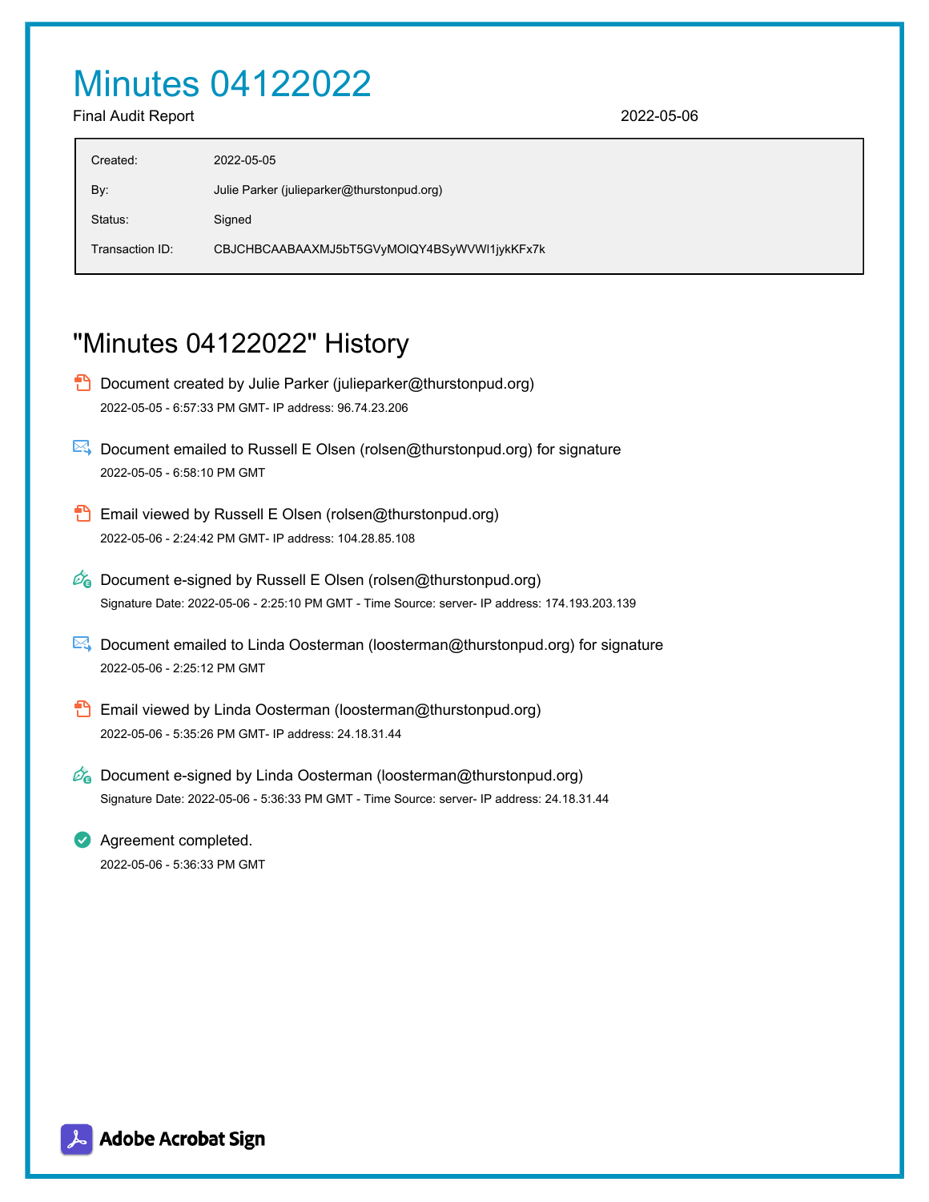# Minutes 04122022

Final Audit Report 2022-05-06

| | |
|---|---|
| Created: | 2022-05-05 |
| By: | Julie Parker (julieparker@thurstonpud.org) |
| Status: | Signed |
| Transaction ID: | CBJCHBCAABAAXMJ5bT5GVyMOlQY4BSyWVWl1jykKFx7k |

## "Minutes 04122022" History

- Document created by Julie Parker (julieparker@thurstonpud.org)
  2022-05-05 - 6:57:33 PM GMT- IP address: 96.74.23.206

- Document emailed to Russell E Olsen (rolsen@thurstonpud.org) for signature
  2022-05-05 - 6:58:10 PM GMT

- Email viewed by Russell E Olsen (rolsen@thurstonpud.org)
  2022-05-06 - 2:24:42 PM GMT- IP address: 104.28.85.108

- Document e-signed by Russell E Olsen (rolsen@thurstonpud.org)
  Signature Date: 2022-05-06 - 2:25:10 PM GMT - Time Source: server- IP address: 174.193.203.139

- Document emailed to Linda Oosterman (loosterman@thurstonpud.org) for signature
  2022-05-06 - 2:25:12 PM GMT

- Email viewed by Linda Oosterman (loosterman@thurstonpud.org)
  2022-05-06 - 5:35:26 PM GMT- IP address: 24.18.31.44

- Document e-signed by Linda Oosterman (loosterman@thurstonpud.org)
  Signature Date: 2022-05-06 - 5:36:33 PM GMT - Time Source: server- IP address: 24.18.31.44

- Agreement completed.
  2022-05-06 - 5:36:33 PM GMT

Adobe Acrobat Sign